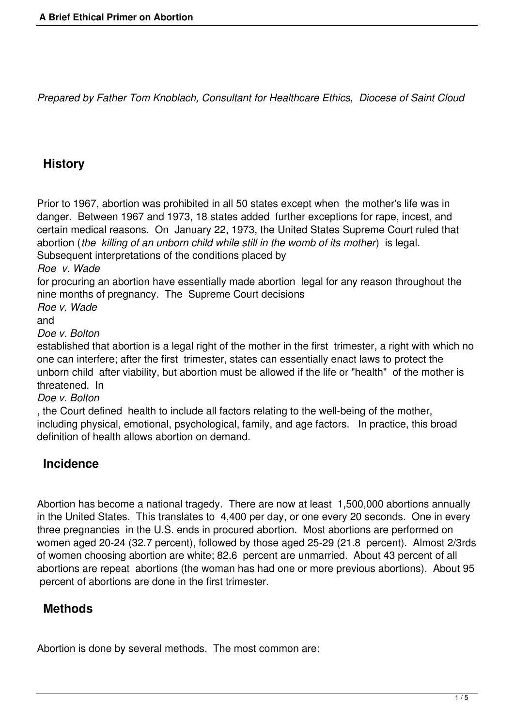# A Brief Ethical Primer on Abortion

*Prepared by Father Tom Knoblach, Consultant for Healthcare Ethics, Diocese of Saint Cloud*

## History

Prior to 1967, abortion was prohibited in all 50 states except when the mother's life was in danger. Between 1967 and 1973, 18 states added further exceptions for rape, incest, and certain medical reasons. On January 22, 1973, the United States Supreme Court ruled that abortion (*the killing of an unborn child while still in the womb of its mother*) is legal. Subsequent interpretations of the conditions placed by *Roe v. Wade* for procuring an abortion have essentially made abortion legal for any reason throughout the nine months of pregnancy. The Supreme Court decisions *Roe v. Wade* and *Doe v. Bolton* established that abortion is a legal right of the mother in the first trimester, a right with which no one can interfere; after the first trimester, states can essentially enact laws to protect the unborn child after viability, but abortion must be allowed if the life or "health" of the mother is threatened. In *Doe v. Bolton*, the Court defined health to include all factors relating to the well-being of the mother, including physical, emotional, psychological, family, and age factors. In practice, this broad definition of health allows abortion on demand.

## Incidence

Abortion has become a national tragedy. There are now at least 1,500,000 abortions annually in the United States. This translates to 4,400 per day, or one every 20 seconds. One in every three pregnancies in the U.S. ends in procured abortion. Most abortions are performed on women aged 20-24 (32.7 percent), followed by those aged 25-29 (21.8 percent). Almost 2/3rds of women choosing abortion are white; 82.6 percent are unmarried. About 43 percent of all abortions are repeat abortions (the woman has had one or more previous abortions). About 95 percent of abortions are done in the first trimester.

## Methods

Abortion is done by several methods. The most common are: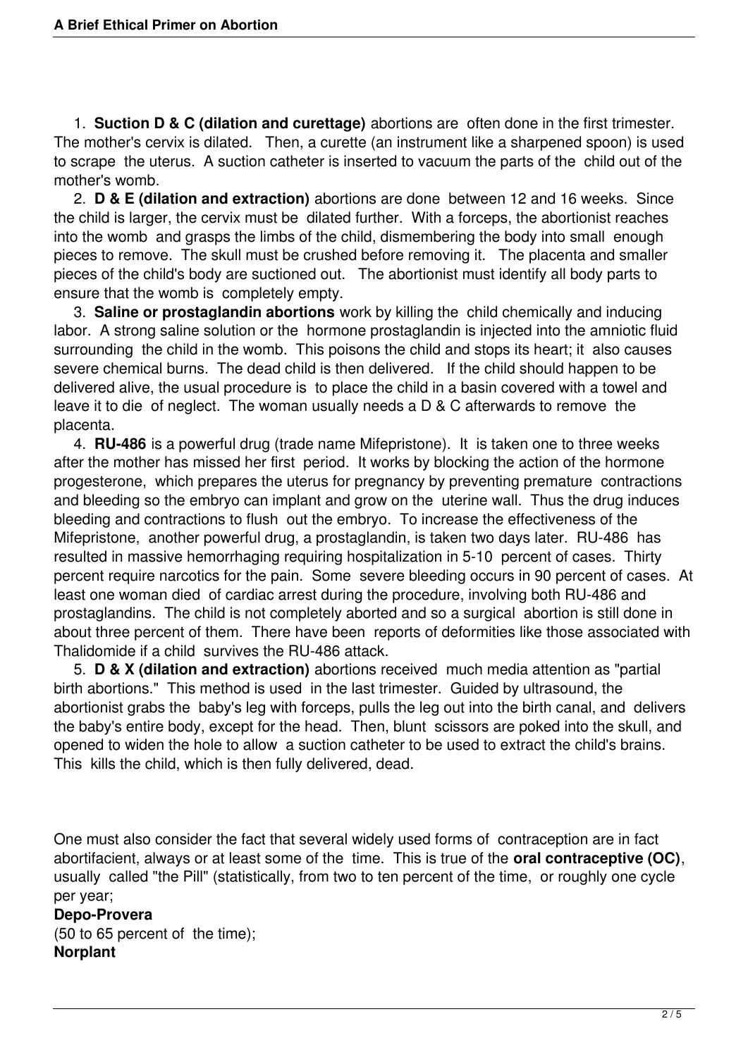1. **Suction D & C (dilation and curettage)** abortions are often done in the first trimester. The mother's cervix is dilated. Then, a curette (an instrument like a sharpened spoon) is used to scrape the uterus. A suction catheter is inserted to vacuum the parts of the child out of the mother's womb.
2. **D & E (dilation and extraction)** abortions are done between 12 and 16 weeks. Since the child is larger, the cervix must be dilated further. With a forceps, the abortionist reaches into the womb and grasps the limbs of the child, dismembering the body into small enough pieces to remove. The skull must be crushed before removing it. The placenta and smaller pieces of the child's body are suctioned out. The abortionist must identify all body parts to ensure that the womb is completely empty.
3. **Saline or prostaglandin abortions** work by killing the child chemically and inducing labor. A strong saline solution or the hormone prostaglandin is injected into the amniotic fluid surrounding the child in the womb. This poisons the child and stops its heart; it also causes severe chemical burns. The dead child is then delivered. If the child should happen to be delivered alive, the usual procedure is to place the child in a basin covered with a towel and leave it to die of neglect. The woman usually needs a D & C afterwards to remove the placenta.
4. **RU-486** is a powerful drug (trade name Mifepristone). It is taken one to three weeks after the mother has missed her first period. It works by blocking the action of the hormone progesterone, which prepares the uterus for pregnancy by preventing premature contractions and bleeding so the embryo can implant and grow on the uterine wall. Thus the drug induces bleeding and contractions to flush out the embryo. To increase the effectiveness of the Mifepristone, another powerful drug, a prostaglandin, is taken two days later. RU-486 has resulted in massive hemorrhaging requiring hospitalization in 5-10 percent of cases. Thirty percent require narcotics for the pain. Some severe bleeding occurs in 90 percent of cases. At least one woman died of cardiac arrest during the procedure, involving both RU-486 and prostaglandins. The child is not completely aborted and so a surgical abortion is still done in about three percent of them. There have been reports of deformities like those associated with Thalidomide if a child survives the RU-486 attack.
5. **D & X (dilation and extraction)** abortions received much media attention as "partial birth abortions." This method is used in the last trimester. Guided by ultrasound, the abortionist grabs the baby's leg with forceps, pulls the leg out into the birth canal, and delivers the baby's entire body, except for the head. Then, blunt scissors are poked into the skull, and opened to widen the hole to allow a suction catheter to be used to extract the child's brains. This kills the child, which is then fully delivered, dead.

One must also consider the fact that several widely used forms of contraception are in fact abortifacient, always or at least some of the time. This is true of the **oral contraceptive (OC)**, usually called "the Pill" (statistically, from two to ten percent of the time, or roughly one cycle per year;

**Depo-Provera**

(50 to 65 percent of the time);

**Norplant**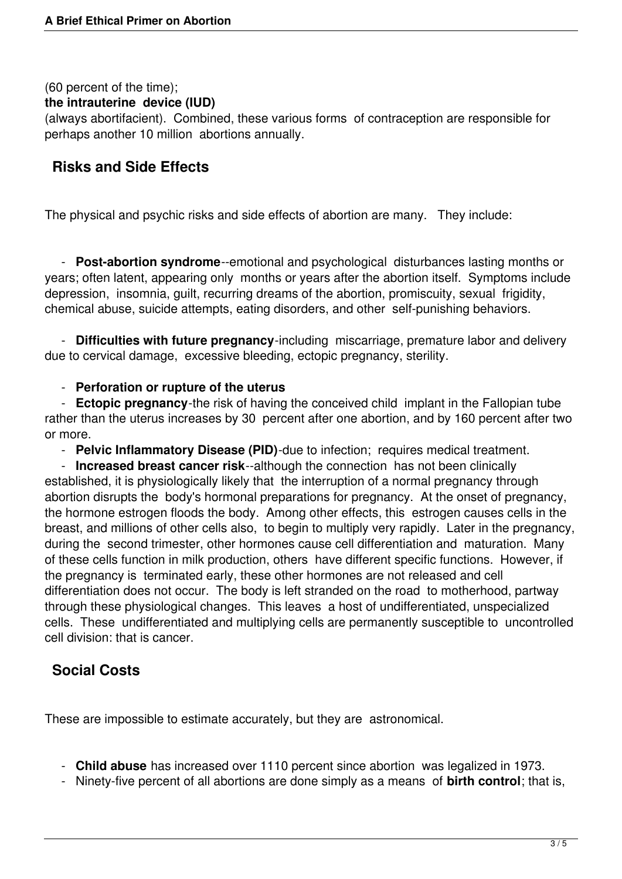(60 percent of the time);

**the intrauterine device (IUD)**

(always abortifacient). Combined, these various forms of contraception are responsible for perhaps another 10 million abortions annually.

## Risks and Side Effects

The physical and psychic risks and side effects of abortion are many. They include:

- **Post-abortion syndrome**--emotional and psychological disturbances lasting months or years; often latent, appearing only months or years after the abortion itself. Symptoms include depression, insomnia, guilt, recurring dreams of the abortion, promiscuity, sexual frigidity, chemical abuse, suicide attempts, eating disorders, and other self-punishing behaviors.

- **Difficulties with future pregnancy**-including miscarriage, premature labor and delivery due to cervical damage, excessive bleeding, ectopic pregnancy, sterility.

- **Perforation or rupture of the uterus**
- **Ectopic pregnancy**-the risk of having the conceived child implant in the Fallopian tube rather than the uterus increases by 30 percent after one abortion, and by 160 percent after two or more.
- **Pelvic Inflammatory Disease (PID)**-due to infection; requires medical treatment.
- **Increased breast cancer risk**--although the connection has not been clinically established, it is physiologically likely that the interruption of a normal pregnancy through abortion disrupts the body's hormonal preparations for pregnancy. At the onset of pregnancy, the hormone estrogen floods the body. Among other effects, this estrogen causes cells in the breast, and millions of other cells also, to begin to multiply very rapidly. Later in the pregnancy, during the second trimester, other hormones cause cell differentiation and maturation. Many of these cells function in milk production, others have different specific functions. However, if the pregnancy is terminated early, these other hormones are not released and cell differentiation does not occur. The body is left stranded on the road to motherhood, partway through these physiological changes. This leaves a host of undifferentiated, unspecialized cells. These undifferentiated and multiplying cells are permanently susceptible to uncontrolled cell division: that is cancer.

## Social Costs

These are impossible to estimate accurately, but they are astronomical.

- **Child abuse** has increased over 1110 percent since abortion was legalized in 1973.
- Ninety-five percent of all abortions are done simply as a means of **birth control**; that is,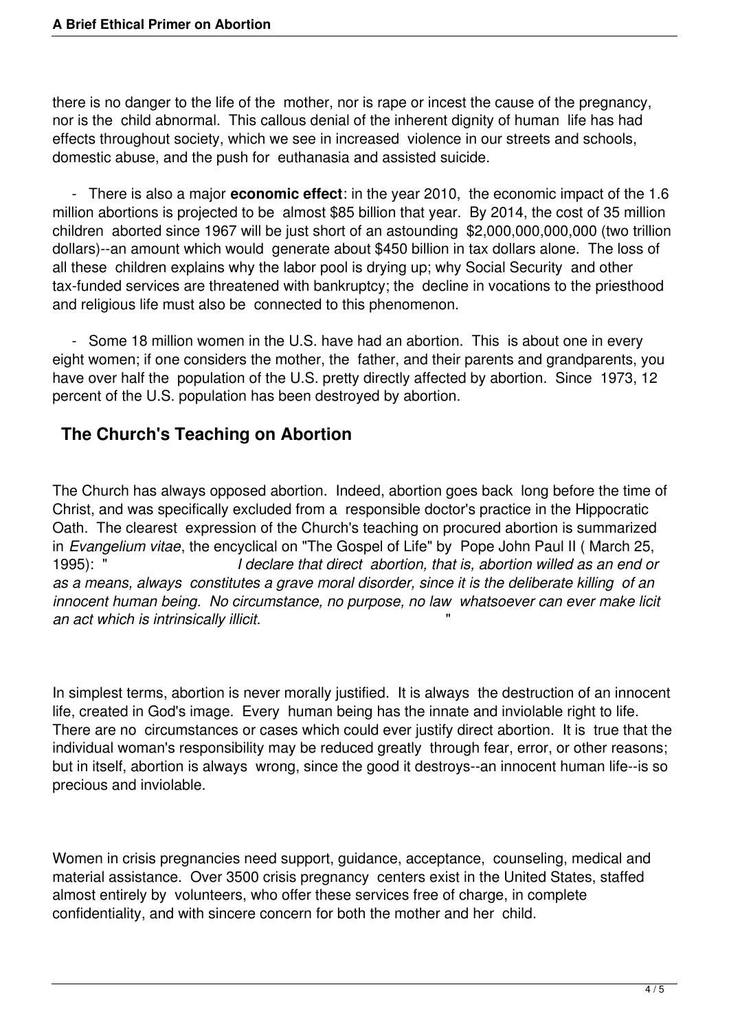there is no danger to the life of the mother, nor is rape or incest the cause of the pregnancy, nor is the child abnormal. This callous denial of the inherent dignity of human life has had effects throughout society, which we see in increased violence in our streets and schools, domestic abuse, and the push for euthanasia and assisted suicide.

- There is also a major **economic effect**: in the year 2010, the economic impact of the 1.6 million abortions is projected to be almost $85 billion that year. By 2014, the cost of 35 million children aborted since 1967 will be just short of an astounding $2,000,000,000,000 (two trillion dollars)--an amount which would generate about $450 billion in tax dollars alone. The loss of all these children explains why the labor pool is drying up; why Social Security and other tax-funded services are threatened with bankruptcy; the decline in vocations to the priesthood and religious life must also be connected to this phenomenon.

- Some 18 million women in the U.S. have had an abortion. This is about one in every eight women; if one considers the mother, the father, and their parents and grandparents, you have over half the population of the U.S. pretty directly affected by abortion. Since 1973, 12 percent of the U.S. population has been destroyed by abortion.

## The Church's Teaching on Abortion

The Church has always opposed abortion. Indeed, abortion goes back long before the time of Christ, and was specifically excluded from a responsible doctor's practice in the Hippocratic Oath. The clearest expression of the Church's teaching on procured abortion is summarized in *Evangelium vitae*, the encyclical on "The Gospel of Life" by Pope John Paul II ( March 25, 1995): "*I declare that direct abortion, that is, abortion willed as an end or as a means, always constitutes a grave moral disorder, since it is the deliberate killing of an innocent human being. No circumstance, no purpose, no law whatsoever can ever make licit an act which is intrinsically illicit.*"

In simplest terms, abortion is never morally justified. It is always the destruction of an innocent life, created in God's image. Every human being has the innate and inviolable right to life. There are no circumstances or cases which could ever justify direct abortion. It is true that the individual woman's responsibility may be reduced greatly through fear, error, or other reasons; but in itself, abortion is always wrong, since the good it destroys--an innocent human life--is so precious and inviolable.

Women in crisis pregnancies need support, guidance, acceptance, counseling, medical and material assistance. Over 3500 crisis pregnancy centers exist in the United States, staffed almost entirely by volunteers, who offer these services free of charge, in complete confidentiality, and with sincere concern for both the mother and her child.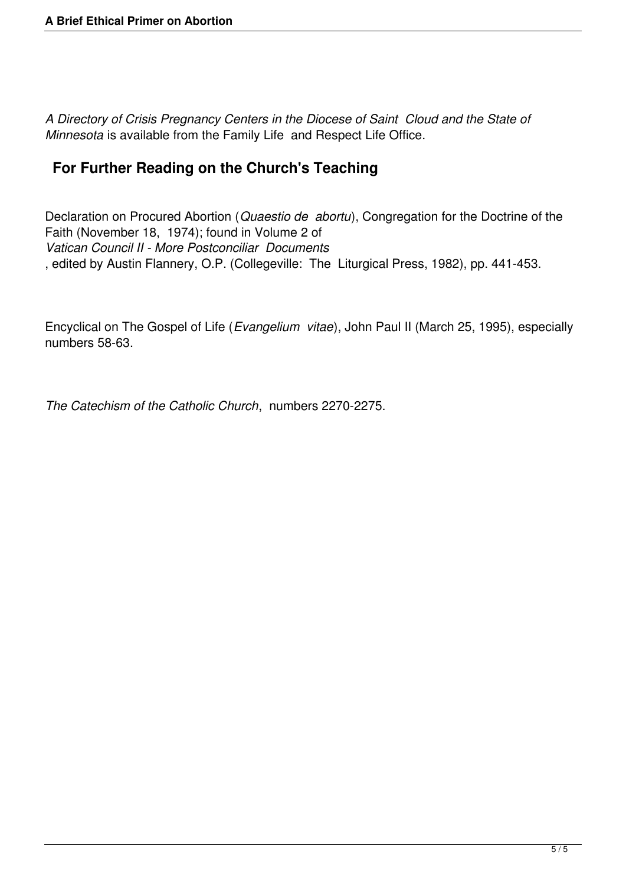*A Directory of Crisis Pregnancy Centers in the Diocese of Saint Cloud and the State of Minnesota* is available from the Family Life and Respect Life Office.

## For Further Reading on the Church's Teaching

Declaration on Procured Abortion (*Quaestio de abortu*), Congregation for the Doctrine of the Faith (November 18, 1974); found in Volume 2 of *Vatican Council II - More Postconciliar Documents*, edited by Austin Flannery, O.P. (Collegeville: The Liturgical Press, 1982), pp. 441-453.

Encyclical on The Gospel of Life (*Evangelium vitae*), John Paul II (March 25, 1995), especially numbers 58-63.

*The Catechism of the Catholic Church*, numbers 2270-2275.